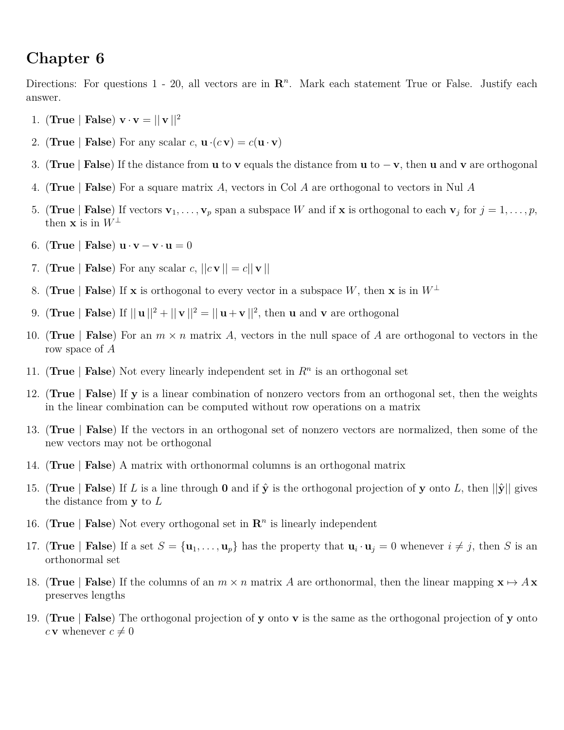# Chapter 6

Directions: For questions 1 - 20, all vectors are in $\mathbf{R}^n$. Mark each statement True or False. Justify each answer.

1. (**True** | **False**) $\mathbf{v} \cdot \mathbf{v} = ||\,\mathbf{v}\,||^2$
2. (**True** | **False**) For any scalar $c$, $\mathbf{u} \cdot (c\,\mathbf{v}) = c(\mathbf{u} \cdot \mathbf{v})$
3. (**True** | **False**) If the distance from $\mathbf{u}$ to $\mathbf{v}$ equals the distance from $\mathbf{u}$ to $-\,\mathbf{v}$, then $\mathbf{u}$ and $\mathbf{v}$ are orthogonal
4. (**True** | **False**) For a square matrix $A$, vectors in Col $A$ are orthogonal to vectors in Nul $A$
5. (**True** | **False**) If vectors $\mathbf{v}_1, \ldots, \mathbf{v}_p$ span a subspace $W$ and if $\mathbf{x}$ is orthogonal to each $\mathbf{v}_j$ for $j = 1, \ldots, p$, then $\mathbf{x}$ is in $W^\perp$
6. (**True** | **False**) $\mathbf{u} \cdot \mathbf{v} - \mathbf{v} \cdot \mathbf{u} = 0$
7. (**True** | **False**) For any scalar $c$, $||c\,\mathbf{v}\,|| = c||\,\mathbf{v}\,||$
8. (**True** | **False**) If $\mathbf{x}$ is orthogonal to every vector in a subspace $W$, then $\mathbf{x}$ is in $W^\perp$
9. (**True** | **False**) If $||\,\mathbf{u}\,||^2 + ||\,\mathbf{v}\,||^2 = ||\,\mathbf{u} + \mathbf{v}\,||^2$, then $\mathbf{u}$ and $\mathbf{v}$ are orthogonal
10. (**True** | **False**) For an $m \times n$ matrix $A$, vectors in the null space of $A$ are orthogonal to vectors in the row space of $A$
11. (**True** | **False**) Not every linearly independent set in $R^n$ is an orthogonal set
12. (**True** | **False**) If $\mathbf{y}$ is a linear combination of nonzero vectors from an orthogonal set, then the weights in the linear combination can be computed without row operations on a matrix
13. (**True** | **False**) If the vectors in an orthogonal set of nonzero vectors are normalized, then some of the new vectors may not be orthogonal
14. (**True** | **False**) A matrix with orthonormal columns is an orthogonal matrix
15. (**True** | **False**) If $L$ is a line through $\mathbf{0}$ and if $\hat{\mathbf{y}}$ is the orthogonal projection of $\mathbf{y}$ onto $L$, then $||\hat{\mathbf{y}}||$ gives the distance from $\mathbf{y}$ to $L$
16. (**True** | **False**) Not every orthogonal set in $\mathbf{R}^n$ is linearly independent
17. (**True** | **False**) If a set $S = \{\mathbf{u}_1, \ldots, \mathbf{u}_p\}$ has the property that $\mathbf{u}_i \cdot \mathbf{u}_j = 0$ whenever $i \neq j$, then $S$ is an orthonormal set
18. (**True** | **False**) If the columns of an $m \times n$ matrix $A$ are orthonormal, then the linear mapping $\mathbf{x} \mapsto A\,\mathbf{x}$ preserves lengths
19. (**True** | **False**) The orthogonal projection of $\mathbf{y}$ onto $\mathbf{v}$ is the same as the orthogonal projection of $\mathbf{y}$ onto $c\,\mathbf{v}$ whenever $c \neq 0$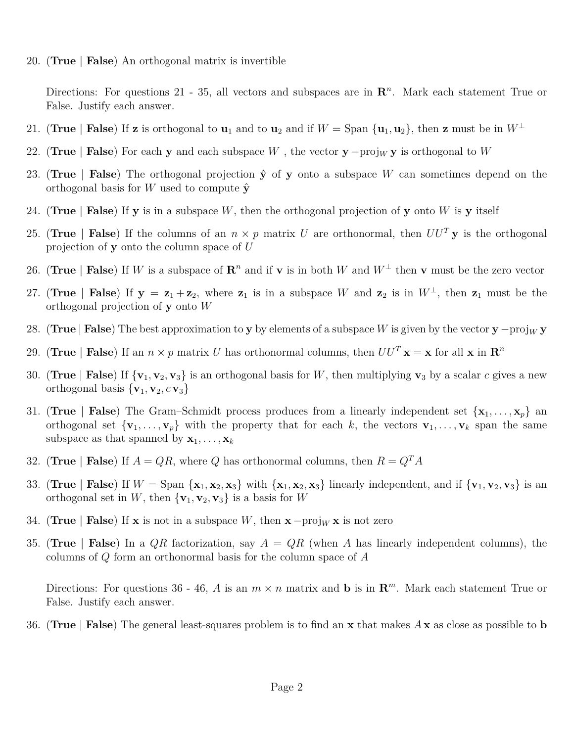20. (**True** | **False**) An orthogonal matrix is invertible

    Directions: For questions 21 - 35, all vectors and subspaces are in $\mathbf{R}^n$. Mark each statement True or False. Justify each answer.

21. (**True** | **False**) If $\mathbf{z}$ is orthogonal to $\mathbf{u}_1$ and to $\mathbf{u}_2$ and if $W = \text{Span}\{\mathbf{u}_1, \mathbf{u}_2\}$, then $\mathbf{z}$ must be in $W^\perp$

22. (**True** | **False**) For each $\mathbf{y}$ and each subspace $W$ , the vector $\mathbf{y} - \text{proj}_W \mathbf{y}$ is orthogonal to $W$

23. (**True** | **False**) The orthogonal projection $\hat{\mathbf{y}}$ of $\mathbf{y}$ onto a subspace $W$ can sometimes depend on the orthogonal basis for $W$ used to compute $\hat{\mathbf{y}}$

24. (**True** | **False**) If $\mathbf{y}$ is in a subspace $W$, then the orthogonal projection of $\mathbf{y}$ onto $W$ is $\mathbf{y}$ itself

25. (**True** | **False**) If the columns of an $n \times p$ matrix $U$ are orthonormal, then $UU^T\mathbf{y}$ is the orthogonal projection of $\mathbf{y}$ onto the column space of $U$

26. (**True** | **False**) If $W$ is a subspace of $\mathbf{R}^n$ and if $\mathbf{v}$ is in both $W$ and $W^\perp$ then $\mathbf{v}$ must be the zero vector

27. (**True** | **False**) If $\mathbf{y} = \mathbf{z}_1 + \mathbf{z}_2$, where $\mathbf{z}_1$ is in a subspace $W$ and $\mathbf{z}_2$ is in $W^\perp$, then $\mathbf{z}_1$ must be the orthogonal projection of $\mathbf{y}$ onto $W$

28. (**True** | **False**) The best approximation to $\mathbf{y}$ by elements of a subspace $W$ is given by the vector $\mathbf{y} - \text{proj}_W \mathbf{y}$

29. (**True** | **False**) If an $n \times p$ matrix $U$ has orthonormal columns, then $UU^T\mathbf{x} = \mathbf{x}$ for all $\mathbf{x}$ in $\mathbf{R}^n$

30. (**True** | **False**) If $\{\mathbf{v}_1, \mathbf{v}_2, \mathbf{v}_3\}$ is an orthogonal basis for $W$, then multiplying $\mathbf{v}_3$ by a scalar $c$ gives a new orthogonal basis $\{\mathbf{v}_1, \mathbf{v}_2, c\,\mathbf{v}_3\}$

31. (**True** | **False**) The Gram–Schmidt process produces from a linearly independent set $\{\mathbf{x}_1, \ldots, \mathbf{x}_p\}$ an orthogonal set $\{\mathbf{v}_1, \ldots, \mathbf{v}_p\}$ with the property that for each $k$, the vectors $\mathbf{v}_1, \ldots, \mathbf{v}_k$ span the same subspace as that spanned by $\mathbf{x}_1, \ldots, \mathbf{x}_k$

32. (**True** | **False**) If $A = QR$, where $Q$ has orthonormal columns, then $R = Q^T A$

33. (**True** | **False**) If $W = \text{Span}\{\mathbf{x}_1, \mathbf{x}_2, \mathbf{x}_3\}$ with $\{\mathbf{x}_1, \mathbf{x}_2, \mathbf{x}_3\}$ linearly independent, and if $\{\mathbf{v}_1, \mathbf{v}_2, \mathbf{v}_3\}$ is an orthogonal set in $W$, then $\{\mathbf{v}_1, \mathbf{v}_2, \mathbf{v}_3\}$ is a basis for $W$

34. (**True** | **False**) If $\mathbf{x}$ is not in a subspace $W$, then $\mathbf{x} - \text{proj}_W \mathbf{x}$ is not zero

35. (**True** | **False**) In a $QR$ factorization, say $A = QR$ (when $A$ has linearly independent columns), the columns of $Q$ form an orthonormal basis for the column space of $A$

    Directions: For questions 36 - 46, $A$ is an $m \times n$ matrix and $\mathbf{b}$ is in $\mathbf{R}^m$. Mark each statement True or False. Justify each answer.

36. (**True** | **False**) The general least-squares problem is to find an $\mathbf{x}$ that makes $A\mathbf{x}$ as close as possible to $\mathbf{b}$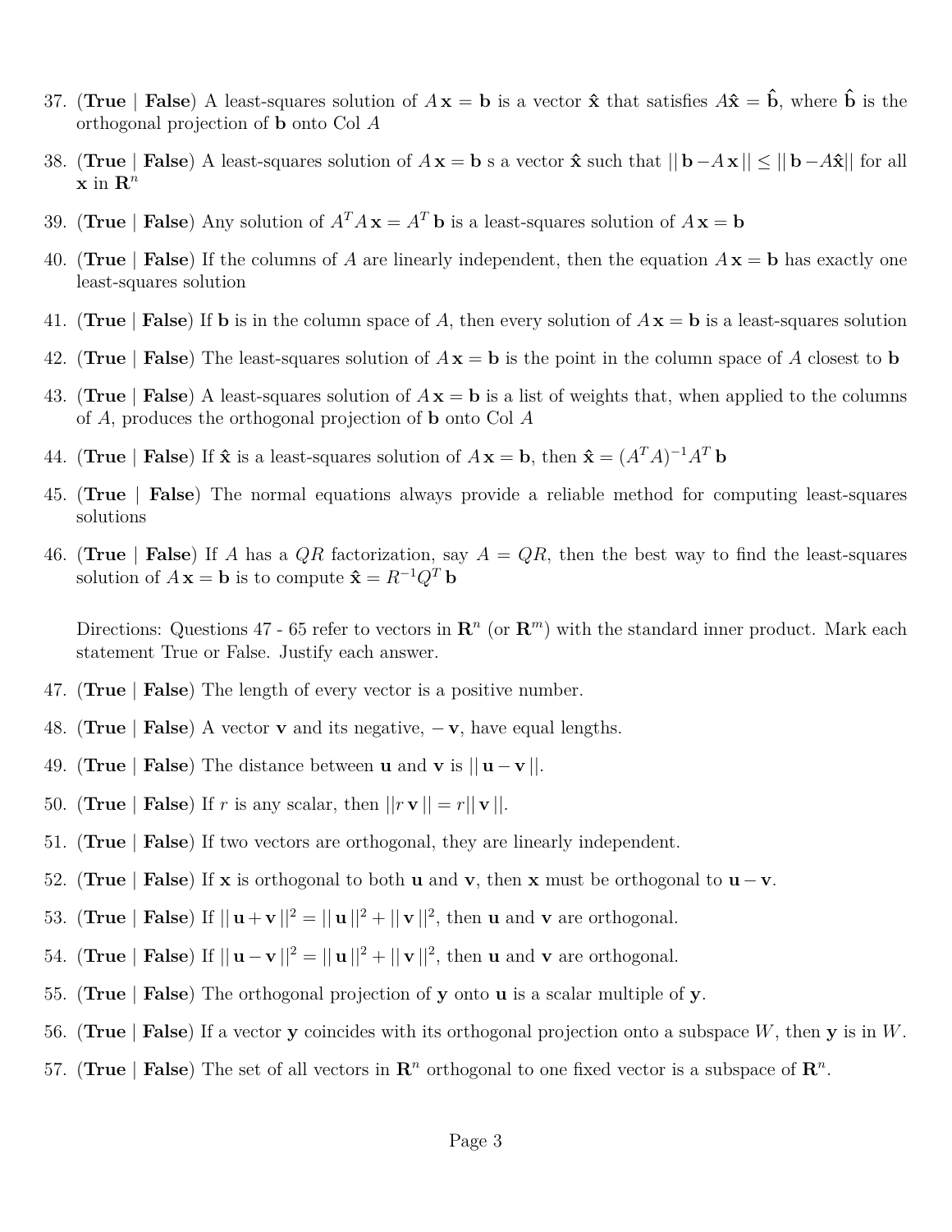37. (**True** | **False**) A least-squares solution of $A\mathbf{x} = \mathbf{b}$ is a vector $\hat{\mathbf{x}}$ that satisfies $A\hat{\mathbf{x}} = \hat{\mathbf{b}}$, where $\hat{\mathbf{b}}$ is the orthogonal projection of $\mathbf{b}$ onto Col $A$

38. (**True** | **False**) A least-squares solution of $A\mathbf{x} = \mathbf{b}$ s a vector $\hat{\mathbf{x}}$ such that $||\,\mathbf{b} - A\mathbf{x}\,|| \leq ||\,\mathbf{b} - A\hat{\mathbf{x}}||$ for all $\mathbf{x}$ in $\mathbf{R}^n$

39. (**True** | **False**) Any solution of $A^T A\mathbf{x} = A^T\mathbf{b}$ is a least-squares solution of $A\mathbf{x} = \mathbf{b}$

40. (**True** | **False**) If the columns of $A$ are linearly independent, then the equation $A\mathbf{x} = \mathbf{b}$ has exactly one least-squares solution

41. (**True** | **False**) If $\mathbf{b}$ is in the column space of $A$, then every solution of $A\mathbf{x} = \mathbf{b}$ is a least-squares solution

42. (**True** | **False**) The least-squares solution of $A\mathbf{x} = \mathbf{b}$ is the point in the column space of $A$ closest to $\mathbf{b}$

43. (**True** | **False**) A least-squares solution of $A\mathbf{x} = \mathbf{b}$ is a list of weights that, when applied to the columns of $A$, produces the orthogonal projection of $\mathbf{b}$ onto Col $A$

44. (**True** | **False**) If $\hat{\mathbf{x}}$ is a least-squares solution of $A\mathbf{x} = \mathbf{b}$, then $\hat{\mathbf{x}} = (A^T A)^{-1}A^T\mathbf{b}$

45. (**True** | **False**) The normal equations always provide a reliable method for computing least-squares solutions

46. (**True** | **False**) If $A$ has a $QR$ factorization, say $A = QR$, then the best way to find the least-squares solution of $A\mathbf{x} = \mathbf{b}$ is to compute $\hat{\mathbf{x}} = R^{-1}Q^T\mathbf{b}$

Directions: Questions 47 - 65 refer to vectors in $\mathbf{R}^n$ (or $\mathbf{R}^m$) with the standard inner product. Mark each statement True or False. Justify each answer.

47. (**True** | **False**) The length of every vector is a positive number.

48. (**True** | **False**) A vector $\mathbf{v}$ and its negative, $-\mathbf{v}$, have equal lengths.

49. (**True** | **False**) The distance between $\mathbf{u}$ and $\mathbf{v}$ is $||\,\mathbf{u} - \mathbf{v}\,||$.

50. (**True** | **False**) If $r$ is any scalar, then $||r\,\mathbf{v}\,|| = r||\,\mathbf{v}\,||$.

51. (**True** | **False**) If two vectors are orthogonal, they are linearly independent.

52. (**True** | **False**) If $\mathbf{x}$ is orthogonal to both $\mathbf{u}$ and $\mathbf{v}$, then $\mathbf{x}$ must be orthogonal to $\mathbf{u} - \mathbf{v}$.

53. (**True** | **False**) If $||\,\mathbf{u} + \mathbf{v}\,||^2 = ||\,\mathbf{u}\,||^2 + ||\,\mathbf{v}\,||^2$, then $\mathbf{u}$ and $\mathbf{v}$ are orthogonal.

54. (**True** | **False**) If $||\,\mathbf{u} - \mathbf{v}\,||^2 = ||\,\mathbf{u}\,||^2 + ||\,\mathbf{v}\,||^2$, then $\mathbf{u}$ and $\mathbf{v}$ are orthogonal.

55. (**True** | **False**) The orthogonal projection of $\mathbf{y}$ onto $\mathbf{u}$ is a scalar multiple of $\mathbf{y}$.

56. (**True** | **False**) If a vector $\mathbf{y}$ coincides with its orthogonal projection onto a subspace $W$, then $\mathbf{y}$ is in $W$.

57. (**True** | **False**) The set of all vectors in $\mathbf{R}^n$ orthogonal to one fixed vector is a subspace of $\mathbf{R}^n$.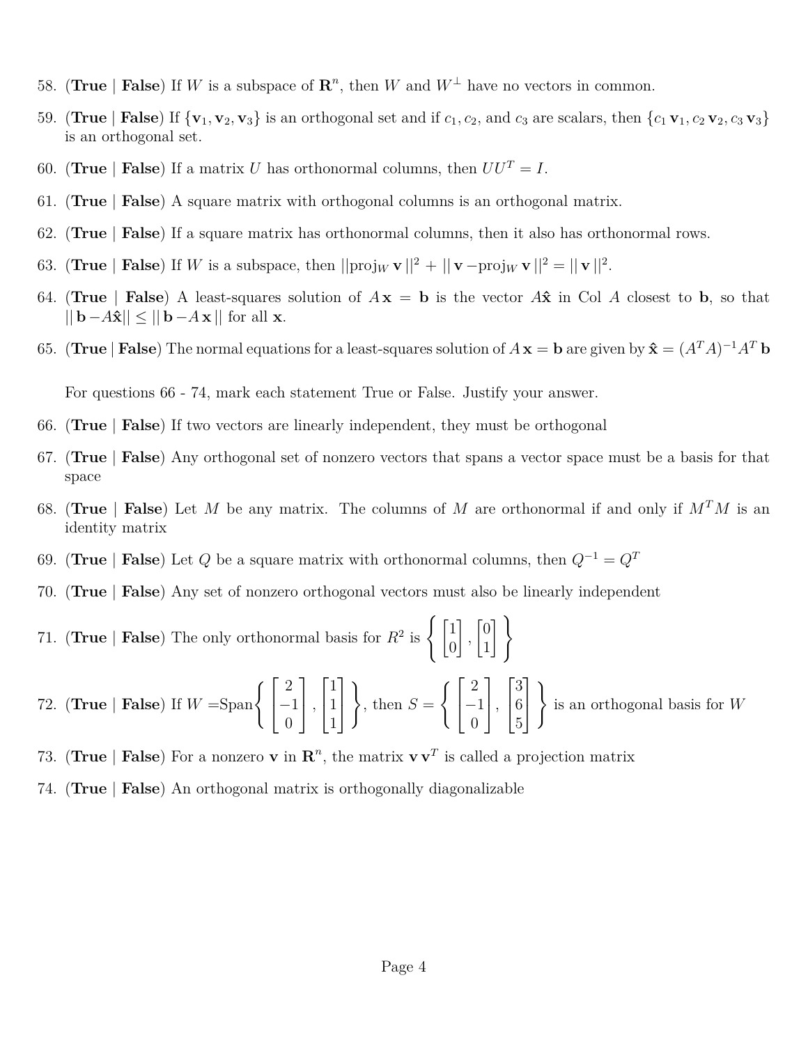58. (**True** | **False**) If $W$ is a subspace of $\mathbf{R}^n$, then $W$ and $W^\perp$ have no vectors in common.

59. (**True** | **False**) If $\{\mathbf{v}_1, \mathbf{v}_2, \mathbf{v}_3\}$ is an orthogonal set and if $c_1, c_2$, and $c_3$ are scalars, then $\{c_1\,\mathbf{v}_1, c_2\,\mathbf{v}_2, c_3\,\mathbf{v}_3\}$ is an orthogonal set.

60. (**True** | **False**) If a matrix $U$ has orthonormal columns, then $UU^T = I$.

61. (**True** | **False**) A square matrix with orthogonal columns is an orthogonal matrix.

62. (**True** | **False**) If a square matrix has orthonormal columns, then it also has orthonormal rows.

63. (**True** | **False**) If $W$ is a subspace, then $||\text{proj}_W\,\mathbf{v}\,||^2 + ||\,\mathbf{v} - \text{proj}_W\,\mathbf{v}\,||^2 = ||\,\mathbf{v}\,||^2$.

64. (**True** | **False**) A least-squares solution of $A\,\mathbf{x} = \mathbf{b}$ is the vector $A\hat{\mathbf{x}}$ in Col $A$ closest to $\mathbf{b}$, so that $||\,\mathbf{b} - A\hat{\mathbf{x}}|| \leq ||\,\mathbf{b} - A\,\mathbf{x}\,||$ for all $\mathbf{x}$.

65. (**True** | **False**) The normal equations for a least-squares solution of $A\,\mathbf{x} = \mathbf{b}$ are given by $\hat{\mathbf{x}} = (A^TA)^{-1}A^T\,\mathbf{b}$

For questions 66 - 74, mark each statement True or False. Justify your answer.

66. (**True** | **False**) If two vectors are linearly independent, they must be orthogonal

67. (**True** | **False**) Any orthogonal set of nonzero vectors that spans a vector space must be a basis for that space

68. (**True** | **False**) Let $M$ be any matrix. The columns of $M$ are orthonormal if and only if $M^TM$ is an identity matrix

69. (**True** | **False**) Let $Q$ be a square matrix with orthonormal columns, then $Q^{-1} = Q^T$

70. (**True** | **False**) Any set of nonzero orthogonal vectors must also be linearly independent

71. (**True** | **False**) The only orthonormal basis for $R^2$ is $\left\{ \begin{bmatrix} 1 \\ 0 \end{bmatrix}, \begin{bmatrix} 0 \\ 1 \end{bmatrix} \right\}$

72. (**True** | **False**) If $W = \text{Span}\left\{ \begin{bmatrix} 2 \\ -1 \\ 0 \end{bmatrix}, \begin{bmatrix} 1 \\ 1 \\ 1 \end{bmatrix} \right\}$, then $S = \left\{ \begin{bmatrix} 2 \\ -1 \\ 0 \end{bmatrix}, \begin{bmatrix} 3 \\ 6 \\ 5 \end{bmatrix} \right\}$ is an orthogonal basis for $W$

73. (**True** | **False**) For a nonzero $\mathbf{v}$ in $\mathbf{R}^n$, the matrix $\mathbf{v}\,\mathbf{v}^T$ is called a projection matrix

74. (**True** | **False**) An orthogonal matrix is orthogonally diagonalizable